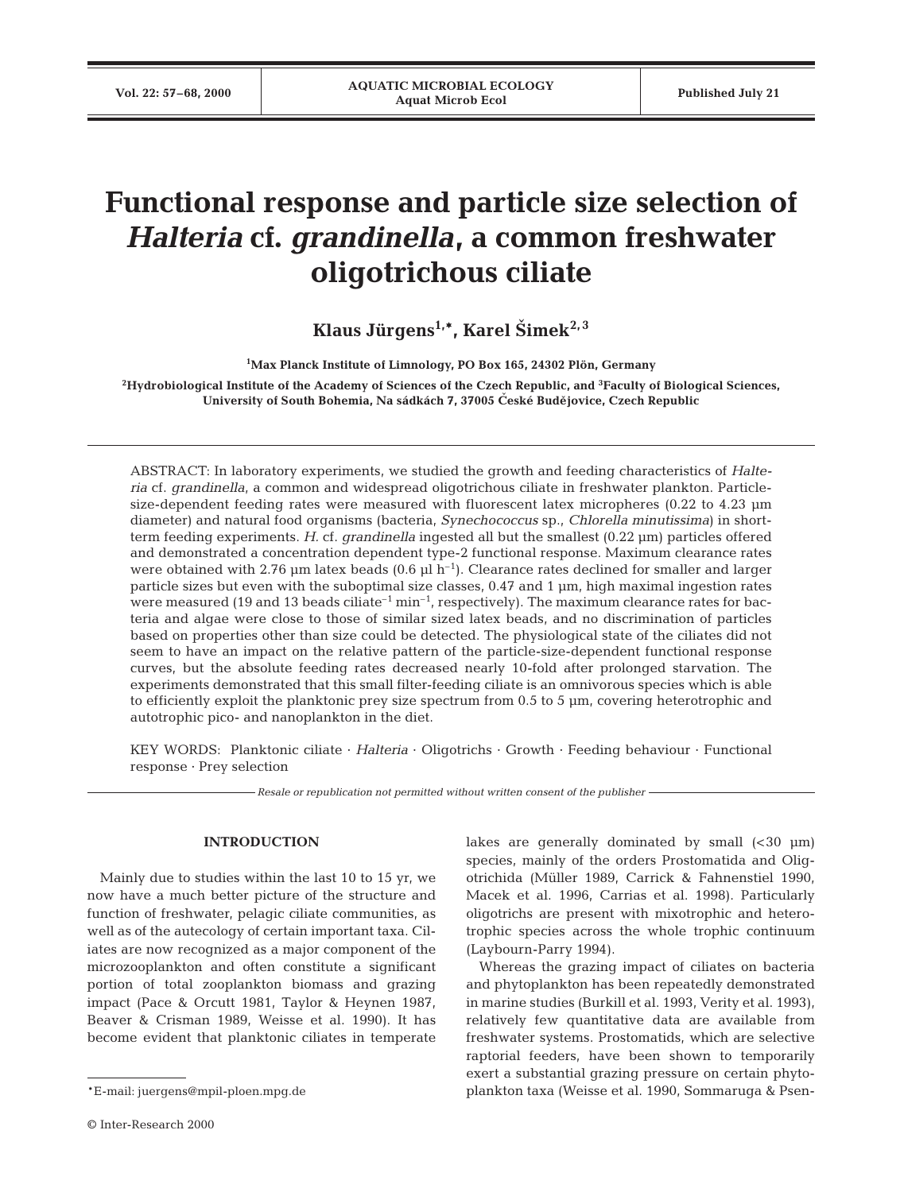# Functional response and particle size selection of *Halteria* cf. *grandinella*, a common freshwater oligotrichous ciliate

**Klaus Jürgens[1,*], Karel Šimek[2,3]**

[1]Max Planck Institute of Limnology, PO Box 165, 24302 Plön, Germany

[2]Hydrobiological Institute of the Academy of Sciences of the Czech Republic, and [3]Faculty of Biological Sciences, University of South Bohemia, Na sádkách 7, 37005 České Budějovice, Czech Republic

ABSTRACT: In laboratory experiments, we studied the growth and feeding characteristics of *Halteria* cf. *grandinella*, a common and widespread oligotrichous ciliate in freshwater plankton. Particle-size-dependent feeding rates were measured with fluorescent latex micropheres (0.22 to 4.23 µm diameter) and natural food organisms (bacteria, *Synechococcus* sp., *Chlorella minutissima*) in short-term feeding experiments. *H.* cf. *grandinella* ingested all but the smallest (0.22 µm) particles offered and demonstrated a concentration dependent type-2 functional response. Maximum clearance rates were obtained with 2.76 µm latex beads (0.6 µl $h^{-1}$). Clearance rates declined for smaller and larger particle sizes but even with the suboptimal size classes, 0.47 and 1 µm, high maximal ingestion rates were measured (19 and 13 beads $ciliate^{-1}$ $min^{-1}$, respectively). The maximum clearance rates for bacteria and algae were close to those of similar sized latex beads, and no discrimination of particles based on properties other than size could be detected. The physiological state of the ciliates did not seem to have an impact on the relative pattern of the particle-size-dependent functional response curves, but the absolute feeding rates decreased nearly 10-fold after prolonged starvation. The experiments demonstrated that this small filter-feeding ciliate is an omnivorous species which is able to efficiently exploit the planktonic prey size spectrum from 0.5 to 5 µm, covering heterotrophic and autotrophic pico- and nanoplankton in the diet.

KEY WORDS: Planktonic ciliate · *Halteria* · Oligotrichs · Growth · Feeding behaviour · Functional response · Prey selection

*Resale or republication not permitted without written consent of the publisher*

## INTRODUCTION

Mainly due to studies within the last 10 to 15 yr, we now have a much better picture of the structure and function of freshwater, pelagic ciliate communities, as well as of the autecology of certain important taxa. Ciliates are now recognized as a major component of the microzooplankton and often constitute a significant portion of total zooplankton biomass and grazing impact (Pace & Orcutt 1981, Taylor & Heynen 1987, Beaver & Crisman 1989, Weisse et al. 1990). It has become evident that planktonic ciliates in temperate lakes are generally dominated by small (<30 µm) species, mainly of the orders Prostomatida and Oligotrichida (Müller 1989, Carrick & Fahnenstiel 1990, Macek et al. 1996, Carrias et al. 1998). Particularly oligotrichs are present with mixotrophic and heterotrophic species across the whole trophic continuum (Laybourn-Parry 1994).

Whereas the grazing impact of ciliates on bacteria and phytoplankton has been repeatedly demonstrated in marine studies (Burkill et al. 1993, Verity et al. 1993), relatively few quantitative data are available from freshwater systems. Prostomatids, which are selective raptorial feeders, have been shown to temporarily exert a substantial grazing pressure on certain phytoplankton taxa (Weisse et al. 1990, Sommaruga & Psen-

*E-mail: juergens@mpil-ploen.mpg.de

© Inter-Research 2000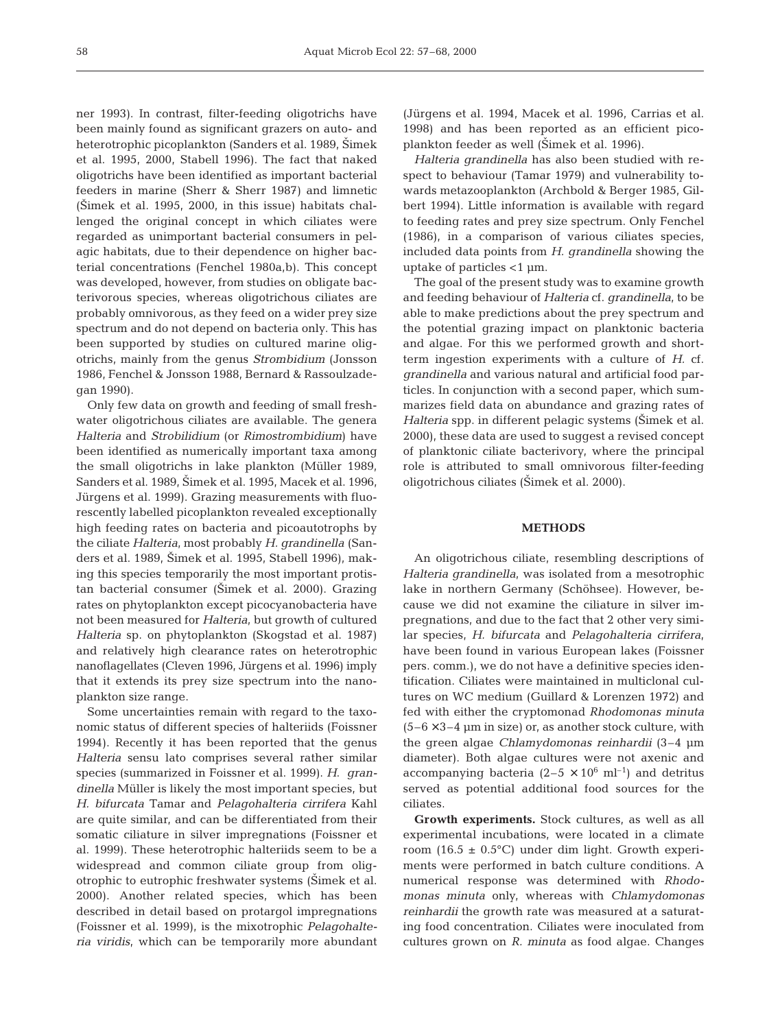ner 1993). In contrast, filter-feeding oligotrichs have been mainly found as significant grazers on auto- and heterotrophic picoplankton (Sanders et al. 1989, Šimek et al. 1995, 2000, Stabell 1996). The fact that naked oligotrichs have been identified as important bacterial feeders in marine (Sherr & Sherr 1987) and limnetic (Šimek et al. 1995, 2000, in this issue) habitats challenged the original concept in which ciliates were regarded as unimportant bacterial consumers in pelagic habitats, due to their dependence on higher bacterial concentrations (Fenchel 1980a,b). This concept was developed, however, from studies on obligate bacterivorous species, whereas oligotrichous ciliates are probably omnivorous, as they feed on a wider prey size spectrum and do not depend on bacteria only. This has been supported by studies on cultured marine oligotrichs, mainly from the genus *Strombidium* (Jonsson 1986, Fenchel & Jonsson 1988, Bernard & Rassoulzadegan 1990).

Only few data on growth and feeding of small freshwater oligotrichous ciliates are available. The genera *Halteria* and *Strobilidium* (or *Rimostrombidium*) have been identified as numerically important taxa among the small oligotrichs in lake plankton (Müller 1989, Sanders et al. 1989, Šimek et al. 1995, Macek et al. 1996, Jürgens et al. 1999). Grazing measurements with fluorescently labelled picoplankton revealed exceptionally high feeding rates on bacteria and picoautotrophs by the ciliate *Halteria*, most probably *H. grandinella* (Sanders et al. 1989, Šimek et al. 1995, Stabell 1996), making this species temporarily the most important protistan bacterial consumer (Šimek et al. 2000). Grazing rates on phytoplankton except picocyanobacteria have not been measured for *Halteria*, but growth of cultured *Halteria* sp. on phytoplankton (Skogstad et al. 1987) and relatively high clearance rates on heterotrophic nanoflagellates (Cleven 1996, Jürgens et al. 1996) imply that it extends its prey size spectrum into the nanoplankton size range.

Some uncertainties remain with regard to the taxonomic status of different species of halteriids (Foissner 1994). Recently it has been reported that the genus *Halteria* sensu lato comprises several rather similar species (summarized in Foissner et al. 1999). *H. grandinella* Müller is likely the most important species, but *H. bifurcata* Tamar and *Pelagohalteria cirrifera* Kahl are quite similar, and can be differentiated from their somatic ciliature in silver impregnations (Foissner et al. 1999). These heterotrophic halteriids seem to be a widespread and common ciliate group from oligotrophic to eutrophic freshwater systems (Šimek et al. 2000). Another related species, which has been described in detail based on protargol impregnations (Foissner et al. 1999), is the mixotrophic *Pelagohalteria viridis*, which can be temporarily more abundant (Jürgens et al. 1994, Macek et al. 1996, Carrias et al. 1998) and has been reported as an efficient picoplankton feeder as well (Šimek et al. 1996).

*Halteria grandinella* has also been studied with respect to behaviour (Tamar 1979) and vulnerability towards metazooplankton (Archbold & Berger 1985, Gilbert 1994). Little information is available with regard to feeding rates and prey size spectrum. Only Fenchel (1986), in a comparison of various ciliates species, included data points from *H. grandinella* showing the uptake of particles <1 µm.

The goal of the present study was to examine growth and feeding behaviour of *Halteria* cf. *grandinella*, to be able to make predictions about the prey spectrum and the potential grazing impact on planktonic bacteria and algae. For this we performed growth and short-term ingestion experiments with a culture of *H.* cf. *grandinella* and various natural and artificial food particles. In conjunction with a second paper, which summarizes field data on abundance and grazing rates of *Halteria* spp. in different pelagic systems (Šimek et al. 2000), these data are used to suggest a revised concept of planktonic ciliate bacterivory, where the principal role is attributed to small omnivorous filter-feeding oligotrichous ciliates (Šimek et al. 2000).

## METHODS

An oligotrichous ciliate, resembling descriptions of *Halteria grandinella*, was isolated from a mesotrophic lake in northern Germany (Schöhsee). However, because we did not examine the ciliature in silver impregnations, and due to the fact that 2 other very similar species, *H. bifurcata* and *Pelagohalteria cirrifera*, have been found in various European lakes (Foissner pers. comm.), we do not have a definitive species identification. Ciliates were maintained in multiclonal cultures on WC medium (Guillard & Lorenzen 1972) and fed with either the cryptomonad *Rhodomonas minuta* ($5–6 \times 3–4$ µm in size) or, as another stock culture, with the green algae *Chlamydomonas reinhardii* (3–4 µm diameter). Both algae cultures were not axenic and accompanying bacteria ($2–5 \times 10^6$ ml$^{-1}$) and detritus served as potential additional food sources for the ciliates.

**Growth experiments.** Stock cultures, as well as all experimental incubations, were located in a climate room ($16.5 \pm 0.5$°C) under dim light. Growth experiments were performed in batch culture conditions. A numerical response was determined with *Rhodomonas minuta* only, whereas with *Chlamydomonas reinhardii* the growth rate was measured at a saturating food concentration. Ciliates were inoculated from cultures grown on *R. minuta* as food algae. Changes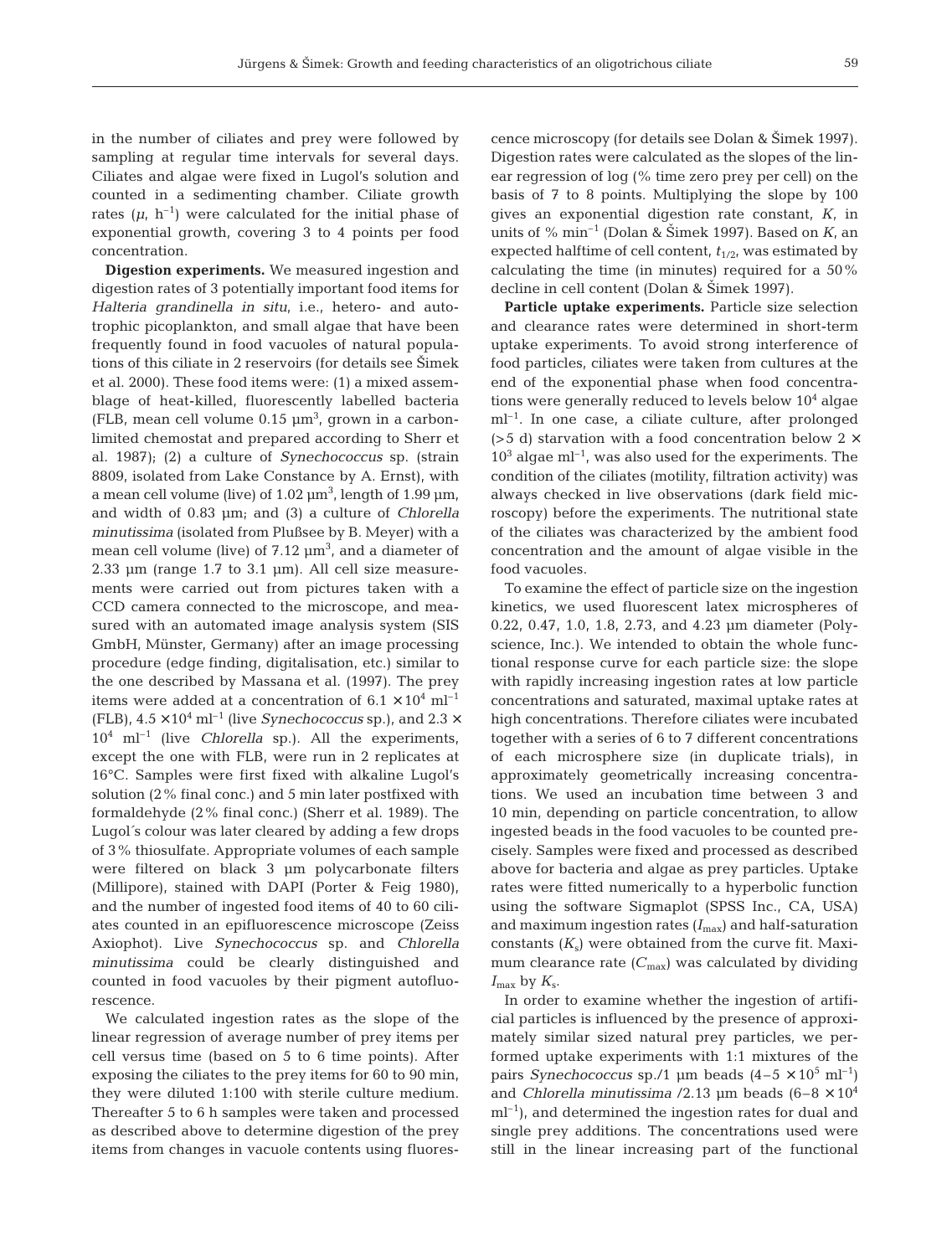in the number of ciliates and prey were followed by sampling at regular time intervals for several days. Ciliates and algae were fixed in Lugol's solution and counted in a sedimenting chamber. Ciliate growth rates ($\mu$, $h^{-1}$) were calculated for the initial phase of exponential growth, covering 3 to 4 points per food concentration.

**Digestion experiments.** We measured ingestion and digestion rates of 3 potentially important food items for *Halteria grandinella in situ*, i.e., hetero- and autotrophic picoplankton, and small algae that have been frequently found in food vacuoles of natural populations of this ciliate in 2 reservoirs (for details see Šimek et al. 2000). These food items were: (1) a mixed assemblage of heat-killed, fluorescently labelled bacteria (FLB, mean cell volume 0.15 $\mu m^3$, grown in a carbon-limited chemostat and prepared according to Sherr et al. 1987); (2) a culture of *Synechococcus* sp. (strain 8809, isolated from Lake Constance by A. Ernst), with a mean cell volume (live) of 1.02 $\mu m^3$, length of 1.99 µm, and width of 0.83 µm; and (3) a culture of *Chlorella minutissima* (isolated from Plußsee by B. Meyer) with a mean cell volume (live) of 7.12 $\mu m^3$, and a diameter of 2.33 µm (range 1.7 to 3.1 µm). All cell size measurements were carried out from pictures taken with a CCD camera connected to the microscope, and measured with an automated image analysis system (SIS GmbH, Münster, Germany) after an image processing procedure (edge finding, digitalisation, etc.) similar to the one described by Massana et al. (1997). The prey items were added at a concentration of $6.1 \times 10^4$ $ml^{-1}$ (FLB), $4.5 \times 10^4$ $ml^{-1}$ (live *Synechococcus* sp.), and $2.3 \times 10^4$ $ml^{-1}$ (live *Chlorella* sp.). All the experiments, except the one with FLB, were run in 2 replicates at 16°C. Samples were first fixed with alkaline Lugol's solution (2% final conc.) and 5 min later postfixed with formaldehyde (2% final conc.) (Sherr et al. 1989). The Lugol´s colour was later cleared by adding a few drops of 3% thiosulfate. Appropriate volumes of each sample were filtered on black 3 µm polycarbonate filters (Millipore), stained with DAPI (Porter & Feig 1980), and the number of ingested food items of 40 to 60 ciliates counted in an epifluorescence microscope (Zeiss Axiophot). Live *Synechococcus* sp. and *Chlorella minutissima* could be clearly distinguished and counted in food vacuoles by their pigment autofluorescence.

We calculated ingestion rates as the slope of the linear regression of average number of prey items per cell versus time (based on 5 to 6 time points). After exposing the ciliates to the prey items for 60 to 90 min, they were diluted 1:100 with sterile culture medium. Thereafter 5 to 6 h samples were taken and processed as described above to determine digestion of the prey items from changes in vacuole contents using fluorescence microscopy (for details see Dolan & Šimek 1997). Digestion rates were calculated as the slopes of the linear regression of log (% time zero prey per cell) on the basis of 7 to 8 points. Multiplying the slope by 100 gives an exponential digestion rate constant, $K$, in units of % $min^{-1}$ (Dolan & Šimek 1997). Based on $K$, an expected halftime of cell content, $t_{1/2}$, was estimated by calculating the time (in minutes) required for a 50% decline in cell content (Dolan & Šimek 1997).

**Particle uptake experiments.** Particle size selection and clearance rates were determined in short-term uptake experiments. To avoid strong interference of food particles, ciliates were taken from cultures at the end of the exponential phase when food concentrations were generally reduced to levels below $10^4$ algae $ml^{-1}$. In one case, a ciliate culture, after prolonged (>5 d) starvation with a food concentration below $2 \times 10^3$ algae $ml^{-1}$, was also used for the experiments. The condition of the ciliates (motility, filtration activity) was always checked in live observations (dark field microscopy) before the experiments. The nutritional state of the ciliates was characterized by the ambient food concentration and the amount of algae visible in the food vacuoles.

To examine the effect of particle size on the ingestion kinetics, we used fluorescent latex microspheres of 0.22, 0.47, 1.0, 1.8, 2.73, and 4.23 µm diameter (Polyscience, Inc.). We intended to obtain the whole functional response curve for each particle size: the slope with rapidly increasing ingestion rates at low particle concentrations and saturated, maximal uptake rates at high concentrations. Therefore ciliates were incubated together with a series of 6 to 7 different concentrations of each microsphere size (in duplicate trials), in approximately geometrically increasing concentrations. We used an incubation time between 3 and 10 min, depending on particle concentration, to allow ingested beads in the food vacuoles to be counted precisely. Samples were fixed and processed as described above for bacteria and algae as prey particles. Uptake rates were fitted numerically to a hyperbolic function using the software Sigmaplot (SPSS Inc., CA, USA) and maximum ingestion rates ($I_{max}$) and half-saturation constants ($K_s$) were obtained from the curve fit. Maximum clearance rate ($C_{max}$) was calculated by dividing $I_{max}$ by $K_s$.

In order to examine whether the ingestion of artificial particles is influenced by the presence of approximately similar sized natural prey particles, we performed uptake experiments with 1:1 mixtures of the pairs *Synechococcus* sp./1 µm beads ($4–5 \times 10^5$ $ml^{-1}$) and *Chlorella minutissima* /2.13 µm beads ($6–8 \times 10^4$ $ml^{-1}$), and determined the ingestion rates for dual and single prey additions. The concentrations used were still in the linear increasing part of the functional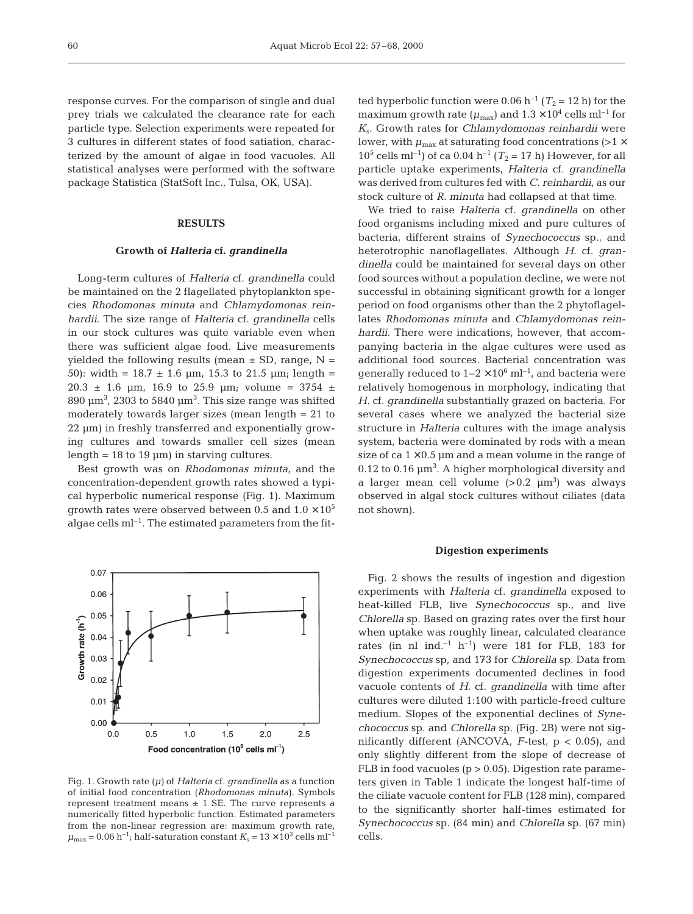response curves. For the comparison of single and dual prey trials we calculated the clearance rate for each particle type. Selection experiments were repeated for 3 cultures in different states of food satiation, characterized by the amount of algae in food vacuoles. All statistical analyses were performed with the software package Statistica (StatSoft Inc., Tulsa, OK, USA).

## RESULTS

### Growth of *Halteria* cf. *grandinella*

Long-term cultures of *Halteria* cf. *grandinella* could be maintained on the 2 flagellated phytoplankton species *Rhodomonas minuta* and *Chlamydomonas reinhardii*. The size range of *Halteria* cf. *grandinella* cells in our stock cultures was quite variable even when there was sufficient algae food. Live measurements yielded the following results (mean ± SD, range, N = 50): width = 18.7 ± 1.6 µm, 15.3 to 21.5 µm; length = 20.3 ± 1.6 µm, 16.9 to 25.9 µm; volume = 3754 ± 890 µm$^3$, 2303 to 5840 µm$^3$. This size range was shifted moderately towards larger sizes (mean length = 21 to 22 µm) in freshly transferred and exponentially growing cultures and towards smaller cell sizes (mean length = 18 to 19 µm) in starving cultures.

Best growth was on *Rhodomonas minuta*, and the concentration-dependent growth rates showed a typical hyperbolic numerical response (Fig. 1). Maximum growth rates were observed between 0.5 and 1.0 × 10$^5$ algae cells ml$^{-1}$. The estimated parameters from the fitted hyperbolic function were 0.06 h$^{-1}$ ($T_2$ = 12 h) for the maximum growth rate ($\mu_{max}$) and 1.3 × 10$^4$ cells ml$^{-1}$ for $K_s$. Growth rates for *Chlamydomonas reinhardii* were lower, with $\mu_{max}$ at saturating food concentrations (>1 × 10$^5$ cells ml$^{-1}$) of ca 0.04 h$^{-1}$ ($T_2$ = 17 h) However, for all particle uptake experiments, *Halteria* cf. *grandinella* was derived from cultures fed with *C. reinhardii*, as our stock culture of *R. minuta* had collapsed at that time.

Fig. 1. Growth rate ($\mu$) of *Halteria* cf. *grandinella* as a function of initial food concentration (*Rhodomonas minuta*). Symbols represent treatment means ± 1 SE. The curve represents a numerically fitted hyperbolic function. Estimated parameters from the non-linear regression are: maximum growth rate, $\mu_{max}$ = 0.06 h$^{-1}$; half-saturation constant $K_s$ = 13 × 10$^3$ cells ml$^{-1}$

We tried to raise *Halteria* cf. *grandinella* on other food organisms including mixed and pure cultures of bacteria, different strains of *Synechococcus* sp., and heterotrophic nanoflagellates. Although *H.* cf. *grandinella* could be maintained for several days on other food sources without a population decline, we were not successful in obtaining significant growth for a longer period on food organisms other than the 2 phytoflagellates *Rhodomonas minuta* and *Chlamydomonas reinhardii*. There were indications, however, that accompanying bacteria in the algae cultures were used as additional food sources. Bacterial concentration was generally reduced to 1–2 × 10$^6$ ml$^{-1}$, and bacteria were relatively homogenous in morphology, indicating that *H.* cf. *grandinella* substantially grazed on bacteria. For several cases where we analyzed the bacterial size structure in *Halteria* cultures with the image analysis system, bacteria were dominated by rods with a mean size of ca 1 × 0.5 µm and a mean volume in the range of 0.12 to 0.16 µm$^3$. A higher morphological diversity and a larger mean cell volume (>0.2 µm$^3$) was always observed in algal stock cultures without ciliates (data not shown).

### Digestion experiments

Fig. 2 shows the results of ingestion and digestion experiments with *Halteria* cf. *grandinella* exposed to heat-killed FLB, live *Synechococcus* sp., and live *Chlorella* sp. Based on grazing rates over the first hour when uptake was roughly linear, calculated clearance rates (in nl ind.$^{-1}$ h$^{-1}$) were 181 for FLB, 183 for *Synechococcus* sp, and 173 for *Chlorella* sp. Data from digestion experiments documented declines in food vacuole contents of *H.* cf. *grandinella* with time after cultures were diluted 1:100 with particle-freed culture medium. Slopes of the exponential declines of *Synechococcus* sp. and *Chlorella* sp. (Fig. 2B) were not significantly different (ANCOVA, *F*-test, $p < 0.05$), and only slightly different from the slope of decrease of FLB in food vacuoles ($p > 0.05$). Digestion rate parameters given in Table 1 indicate the longest half-time of the ciliate vacuole content for FLB (128 min), compared to the significantly shorter half-times estimated for *Synechococcus* sp. (84 min) and *Chlorella* sp. (67 min) cells.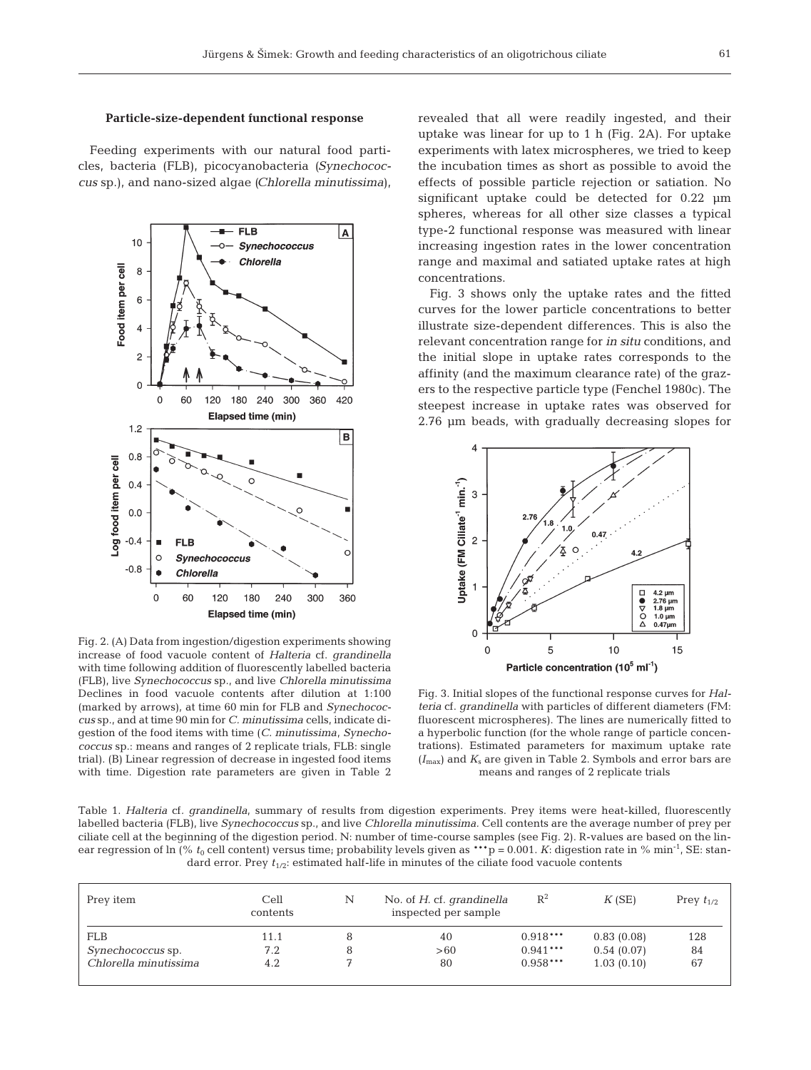### Particle-size-dependent functional response

Feeding experiments with our natural food particles, bacteria (FLB), picocyanobacteria (*Synechococcus* sp.), and nano-sized algae (*Chlorella minutissima*), revealed that all were readily ingested, and their uptake was linear for up to 1 h (Fig. 2A). For uptake experiments with latex microspheres, we tried to keep the incubation times as short as possible to avoid the effects of possible particle rejection or satiation. No significant uptake could be detected for 0.22 µm spheres, whereas for all other size classes a typical type-2 functional response was measured with linear increasing ingestion rates in the lower concentration range and maximal and satiated uptake rates at high concentrations.

Fig. 3 shows only the uptake rates and the fitted curves for the lower particle concentrations to better illustrate size-dependent differences. This is also the relevant concentration range for *in situ* conditions, and the initial slope in uptake rates corresponds to the affinity (and the maximum clearance rate) of the grazers to the respective particle type (Fenchel 1980c). The steepest increase in uptake rates was observed for 2.76 µm beads, with gradually decreasing slopes for

Fig. 2. (A) Data from ingestion/digestion experiments showing increase of food vacuole content of *Halteria* cf. *grandinella* with time following addition of fluorescently labelled bacteria (FLB), live *Synechococcus* sp., and live *Chlorella minutissima* Declines in food vacuole contents after dilution at 1:100 (marked by arrows), at time 60 min for FLB and *Synechococcus* sp., and at time 90 min for *C. minutissima* cells, indicate digestion of the food items with time (*C. minutissima*, *Synechococcus* sp.: means and ranges of 2 replicate trials, FLB: single trial). (B) Linear regression of decrease in ingested food items with time. Digestion rate parameters are given in Table 2

Fig. 3. Initial slopes of the functional response curves for *Halteria* cf. *grandinella* with particles of different diameters (FM: fluorescent microspheres). The lines are numerically fitted to a hyperbolic function (for the whole range of particle concentrations). Estimated parameters for maximum uptake rate ($I_{max}$) and $K_s$ are given in Table 2. Symbols and error bars are means and ranges of 2 replicate trials

Table 1. *Halteria* cf. *grandinella*, summary of results from digestion experiments. Prey items were heat-killed, fluorescently labelled bacteria (FLB), live *Synechococcus* sp., and live *Chlorella minutissima*. Cell contents are the average number of prey per ciliate cell at the beginning of the digestion period. N: number of time-course samples (see Fig. 2). R-values are based on the linear regression of ln (% $t_0$ cell content) versus time; probability levels given as \*\*\*p = 0.001. *K*: digestion rate in % min$^{-1}$, SE: standard error. Prey $t_{1/2}$: estimated half-life in minutes of the ciliate food vacuole contents

| Prey item | Cell contents | N | No. of *H.* cf. *grandinella* inspected per sample | $R^2$ | *K* (SE) | Prey $t_{1/2}$ |
|---|---|---|---|---|---|---|
| FLB | 11.1 | 8 | 40 | 0.918\*\*\* | 0.83 (0.08) | 128 |
| *Synechococcus* sp. | 7.2 | 8 | >60 | 0.941\*\*\* | 0.54 (0.07) | 84 |
| *Chlorella minutissima* | 4.2 | 7 | 80 | 0.958\*\*\* | 1.03 (0.10) | 67 |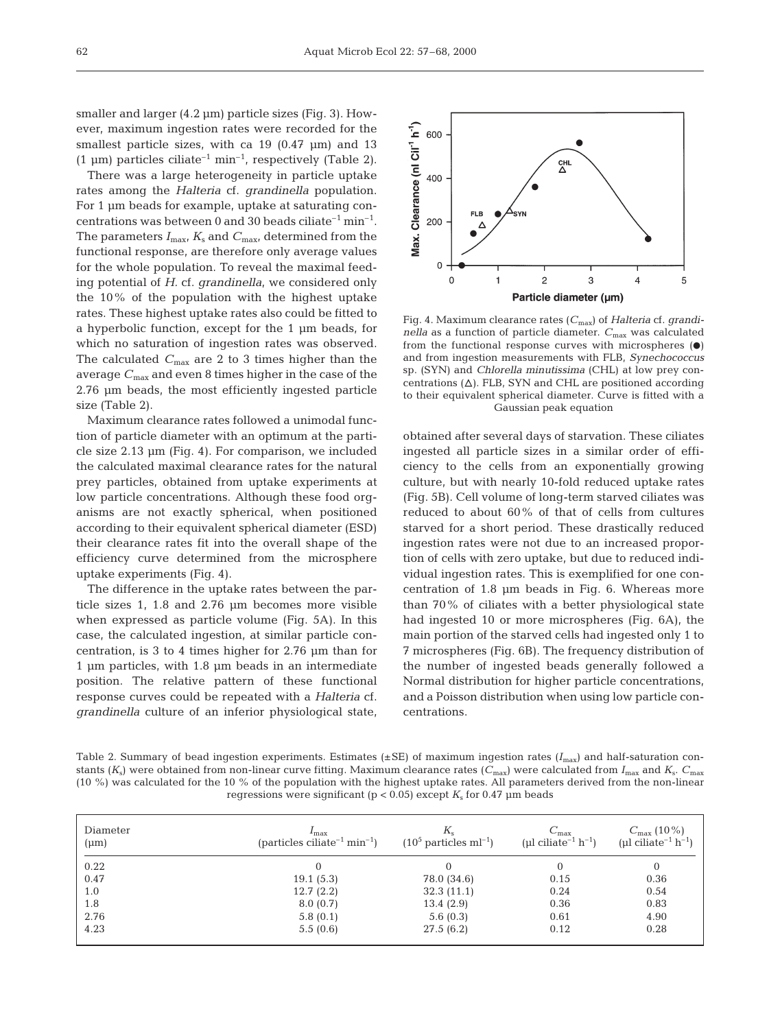smaller and larger (4.2 µm) particle sizes (Fig. 3). However, maximum ingestion rates were recorded for the smallest particle sizes, with ca 19 (0.47 µm) and 13 (1 µm) particles ciliate$^{-1}$ min$^{-1}$, respectively (Table 2).

There was a large heterogeneity in particle uptake rates among the *Halteria* cf. *grandinella* population. For 1 µm beads for example, uptake at saturating concentrations was between 0 and 30 beads ciliate$^{-1}$ min$^{-1}$. The parameters $I_{max}$, $K_s$ and $C_{max}$, determined from the functional response, are therefore only average values for the whole population. To reveal the maximal feeding potential of *H.* cf. *grandinella*, we considered only the 10% of the population with the highest uptake rates. These highest uptake rates also could be fitted to a hyperbolic function, except for the 1 µm beads, for which no saturation of ingestion rates was observed. The calculated $C_{max}$ are 2 to 3 times higher than the average $C_{max}$ and even 8 times higher in the case of the 2.76 µm beads, the most efficiently ingested particle size (Table 2).

Maximum clearance rates followed a unimodal function of particle diameter with an optimum at the particle size 2.13 µm (Fig. 4). For comparison, we included the calculated maximal clearance rates for the natural prey particles, obtained from uptake experiments at low particle concentrations. Although these food organisms are not exactly spherical, when positioned according to their equivalent spherical diameter (ESD) their clearance rates fit into the overall shape of the efficiency curve determined from the microsphere uptake experiments (Fig. 4).

The difference in the uptake rates between the particle sizes 1, 1.8 and 2.76 µm becomes more visible when expressed as particle volume (Fig. 5A). In this case, the calculated ingestion, at similar particle concentration, is 3 to 4 times higher for 2.76 µm than for 1 µm particles, with 1.8 µm beads in an intermediate position. The relative pattern of these functional response curves could be repeated with a *Halteria* cf. *grandinella* culture of an inferior physiological state, obtained after several days of starvation. These ciliates ingested all particle sizes in a similar order of efficiency to the cells from an exponentially growing culture, but with nearly 10-fold reduced uptake rates (Fig. 5B). Cell volume of long-term starved ciliates was reduced to about 60% of that of cells from cultures starved for a short period. These drastically reduced ingestion rates were not due to an increased proportion of cells with zero uptake, but due to reduced individual ingestion rates. This is exemplified for one concentration of 1.8 µm beads in Fig. 6. Whereas more than 70% of ciliates with a better physiological state had ingested 10 or more microspheres (Fig. 6A), the main portion of the starved cells had ingested only 1 to 7 microspheres (Fig. 6B). The frequency distribution of the number of ingested beads generally followed a Normal distribution for higher particle concentrations, and a Poisson distribution when using low particle concentrations.

Fig. 4. Maximum clearance rates ($C_{max}$) of *Halteria* cf. *grandinella* as a function of particle diameter. $C_{max}$ was calculated from the functional response curves with microspheres (●) and from ingestion measurements with FLB, *Synechococcus* sp. (SYN) and *Chlorella minutissima* (CHL) at low prey concentrations (△). FLB, SYN and CHL are positioned according to their equivalent spherical diameter. Curve is fitted with a Gaussian peak equation

Table 2. Summary of bead ingestion experiments. Estimates (±SE) of maximum ingestion rates ($I_{max}$) and half-saturation constants ($K_s$) were obtained from non-linear curve fitting. Maximum clearance rates ($C_{max}$) were calculated from $I_{max}$ and $K_s$. $C_{max}$ (10 %) was calculated for the 10 % of the population with the highest uptake rates. All parameters derived from the non-linear regressions were significant ($p < 0.05$) except $K_s$ for 0.47 µm beads

| Diameter (µm) | $I_{max}$ (particles ciliate$^{-1}$ min$^{-1}$) | $K_s$ ($10^5$ particles ml$^{-1}$) | $C_{max}$ (µl ciliate$^{-1}$ h$^{-1}$) | $C_{max}$ (10%) (µl ciliate$^{-1}$ h$^{-1}$) |
|---|---|---|---|---|
| 0.22 | 0 | 0 | 0 | 0 |
| 0.47 | 19.1 (5.3) | 78.0 (34.6) | 0.15 | 0.36 |
| 1.0 | 12.7 (2.2) | 32.3 (11.1) | 0.24 | 0.54 |
| 1.8 | 8.0 (0.7) | 13.4 (2.9) | 0.36 | 0.83 |
| 2.76 | 5.8 (0.1) | 5.6 (0.3) | 0.61 | 4.90 |
| 4.23 | 5.5 (0.6) | 27.5 (6.2) | 0.12 | 0.28 |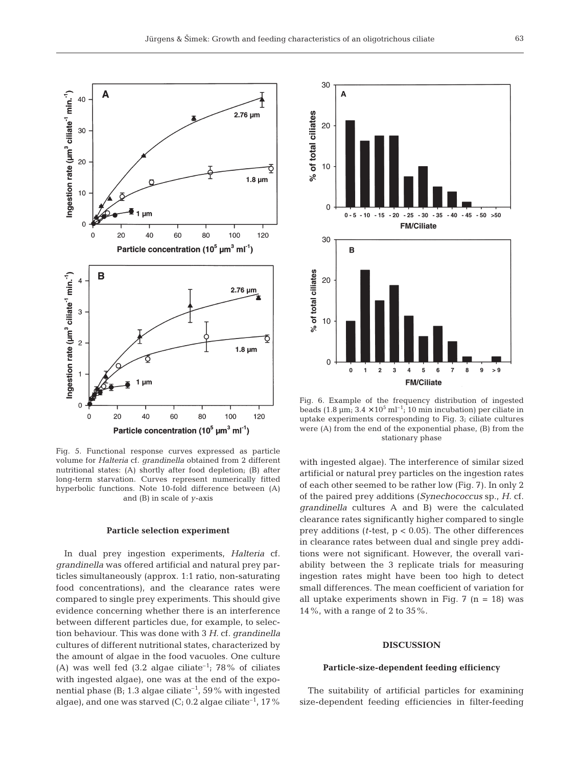Fig. 5. Functional response curves expressed as particle volume for *Halteria* cf. *grandinella* obtained from 2 different nutritional states: (A) shortly after food depletion; (B) after long-term starvation. Curves represent numerically fitted hyperbolic functions. Note 10-fold difference between (A) and (B) in scale of *y*-axis

Fig. 6. Example of the frequency distribution of ingested beads (1.8 µm; $3.4 \times 10^5$ ml$^{-1}$; 10 min incubation) per ciliate in uptake experiments corresponding to Fig. 3; ciliate cultures were (A) from the end of the exponential phase, (B) from the stationary phase

### Particle selection experiment

In dual prey ingestion experiments, *Halteria* cf. *grandinella* was offered artificial and natural prey particles simultaneously (approx. 1:1 ratio, non-saturating food concentrations), and the clearance rates were compared to single prey experiments. This should give evidence concerning whether there is an interference between different particles due, for example, to selection behaviour. This was done with 3 *H.* cf. *grandinella* cultures of different nutritional states, characterized by the amount of algae in the food vacuoles. One culture (A) was well fed (3.2 algae ciliate$^{-1}$; 78% of ciliates with ingested algae), one was at the end of the exponential phase (B; 1.3 algae ciliate$^{-1}$, 59% with ingested algae), and one was starved (C; 0.2 algae ciliate$^{-1}$, 17% with ingested algae). The interference of similar sized artificial or natural prey particles on the ingestion rates of each other seemed to be rather low (Fig. 7). In only 2 of the paired prey additions (*Synechococcus* sp., *H.* cf. *grandinella* cultures A and B) were the calculated clearance rates significantly higher compared to single prey additions (*t*-test, $p < 0.05$). The other differences in clearance rates between dual and single prey additions were not significant. However, the overall variability between the 3 replicate trials for measuring ingestion rates might have been too high to detect small differences. The mean coefficient of variation for all uptake experiments shown in Fig. 7 ($n = 18$) was 14%, with a range of 2 to 35%.

## DISCUSSION

### Particle-size-dependent feeding efficiency

The suitability of artificial particles for examining size-dependent feeding efficiencies in filter-feeding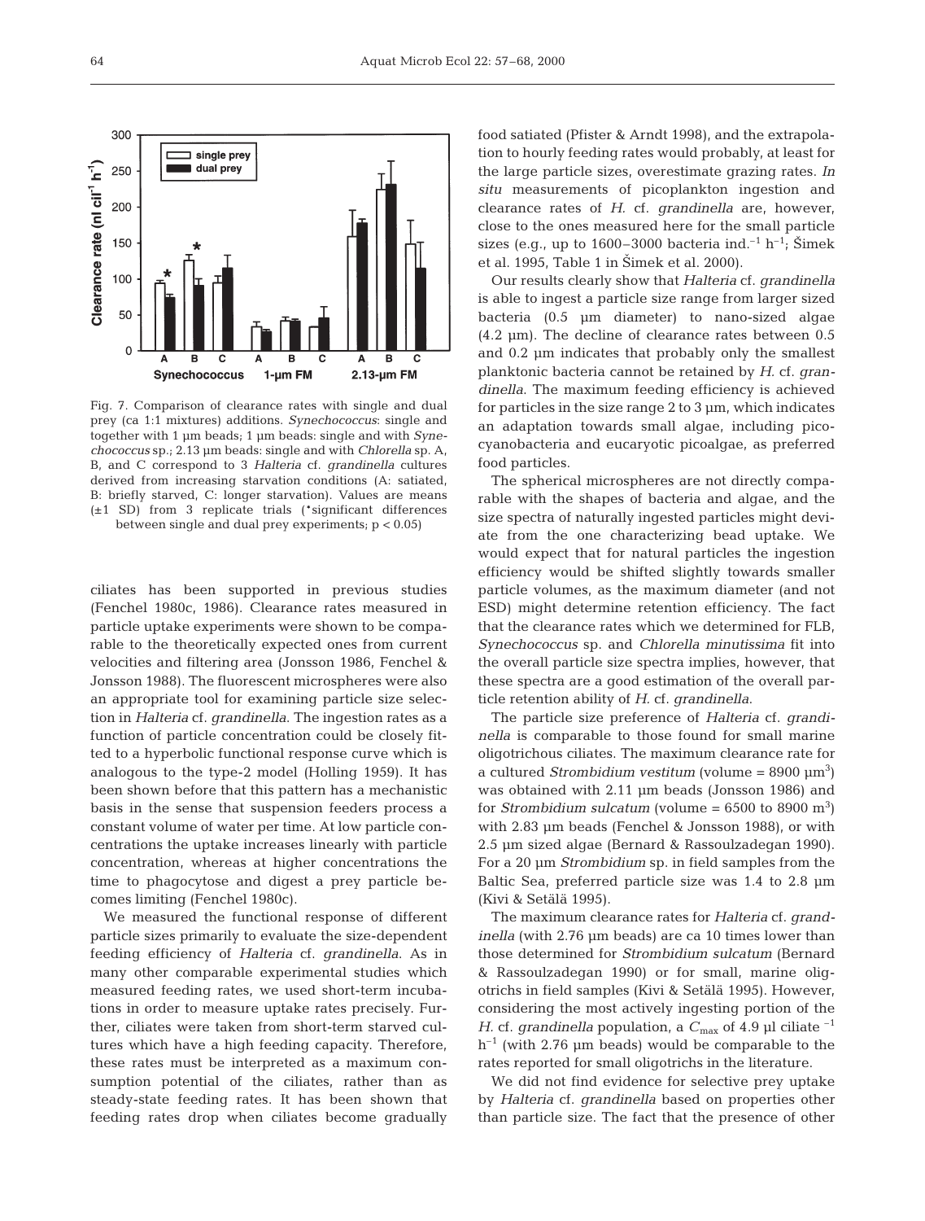Fig. 7. Comparison of clearance rates with single and dual prey (ca 1:1 mixtures) additions. *Synechococcus*: single and together with 1 µm beads; 1 µm beads: single and with *Synechococcus* sp.; 2.13 µm beads: single and with *Chlorella* sp. A, B, and C correspond to 3 *Halteria* cf. *grandinella* cultures derived from increasing starvation conditions (A: satiated, B: briefly starved, C: longer starvation). Values are means (±1 SD) from 3 replicate trials (*significant differences between single and dual prey experiments; $p < 0.05$)

ciliates has been supported in previous studies (Fenchel 1980c, 1986). Clearance rates measured in particle uptake experiments were shown to be comparable to the theoretically expected ones from current velocities and filtering area (Jonsson 1986, Fenchel & Jonsson 1988). The fluorescent microspheres were also an appropriate tool for examining particle size selection in *Halteria* cf. *grandinella*. The ingestion rates as a function of particle concentration could be closely fitted to a hyperbolic functional response curve which is analogous to the type-2 model (Holling 1959). It has been shown before that this pattern has a mechanistic basis in the sense that suspension feeders process a constant volume of water per time. At low particle concentrations the uptake increases linearly with particle concentration, whereas at higher concentrations the time to phagocytose and digest a prey particle becomes limiting (Fenchel 1980c).

We measured the functional response of different particle sizes primarily to evaluate the size-dependent feeding efficiency of *Halteria* cf. *grandinella*. As in many other comparable experimental studies which measured feeding rates, we used short-term incubations in order to measure uptake rates precisely. Further, ciliates were taken from short-term starved cultures which have a high feeding capacity. Therefore, these rates must be interpreted as a maximum consumption potential of the ciliates, rather than as steady-state feeding rates. It has been shown that feeding rates drop when ciliates become gradually food satiated (Pfister & Arndt 1998), and the extrapolation to hourly feeding rates would probably, at least for the large particle sizes, overestimate grazing rates. *In situ* measurements of picoplankton ingestion and clearance rates of *H.* cf. *grandinella* are, however, close to the ones measured here for the small particle sizes (e.g., up to 1600–3000 bacteria ind.$^{-1}$ h$^{-1}$; Šimek et al. 1995, Table 1 in Šimek et al. 2000).

Our results clearly show that *Halteria* cf. *grandinella* is able to ingest a particle size range from larger sized bacteria (0.5 µm diameter) to nano-sized algae (4.2 µm). The decline of clearance rates between 0.5 and 0.2 µm indicates that probably only the smallest planktonic bacteria cannot be retained by *H.* cf. *grandinella*. The maximum feeding efficiency is achieved for particles in the size range 2 to 3 µm, which indicates an adaptation towards small algae, including picocyanobacteria and eucaryotic picoalgae, as preferred food particles.

The spherical microspheres are not directly comparable with the shapes of bacteria and algae, and the size spectra of naturally ingested particles might deviate from the one characterizing bead uptake. We would expect that for natural particles the ingestion efficiency would be shifted slightly towards smaller particle volumes, as the maximum diameter (and not ESD) might determine retention efficiency. The fact that the clearance rates which we determined for FLB, *Synechococcus* sp. and *Chlorella minutissima* fit into the overall particle size spectra implies, however, that these spectra are a good estimation of the overall particle retention ability of *H.* cf. *grandinella*.

The particle size preference of *Halteria* cf. *grandinella* is comparable to those found for small marine oligotrichous ciliates. The maximum clearance rate for a cultured *Strombidium vestitum* (volume = 8900 µm$^3$) was obtained with 2.11 µm beads (Jonsson 1986) and for *Strombidium sulcatum* (volume = 6500 to 8900 m$^3$) with 2.83 µm beads (Fenchel & Jonsson 1988), or with 2.5 µm sized algae (Bernard & Rassoulzadegan 1990). For a 20 µm *Strombidium* sp. in field samples from the Baltic Sea, preferred particle size was 1.4 to 2.8 µm (Kivi & Setälä 1995).

The maximum clearance rates for *Halteria* cf. *grandinella* (with 2.76 µm beads) are ca 10 times lower than those determined for *Strombidium sulcatum* (Bernard & Rassoulzadegan 1990) or for small, marine oligotrichs in field samples (Kivi & Setälä 1995). However, considering the most actively ingesting portion of the *H.* cf. *grandinella* population, a $C_{max}$ of 4.9 µl ciliate$^{-1}$ h$^{-1}$ (with 2.76 µm beads) would be comparable to the rates reported for small oligotrichs in the literature.

We did not find evidence for selective prey uptake by *Halteria* cf. *grandinella* based on properties other than particle size. The fact that the presence of other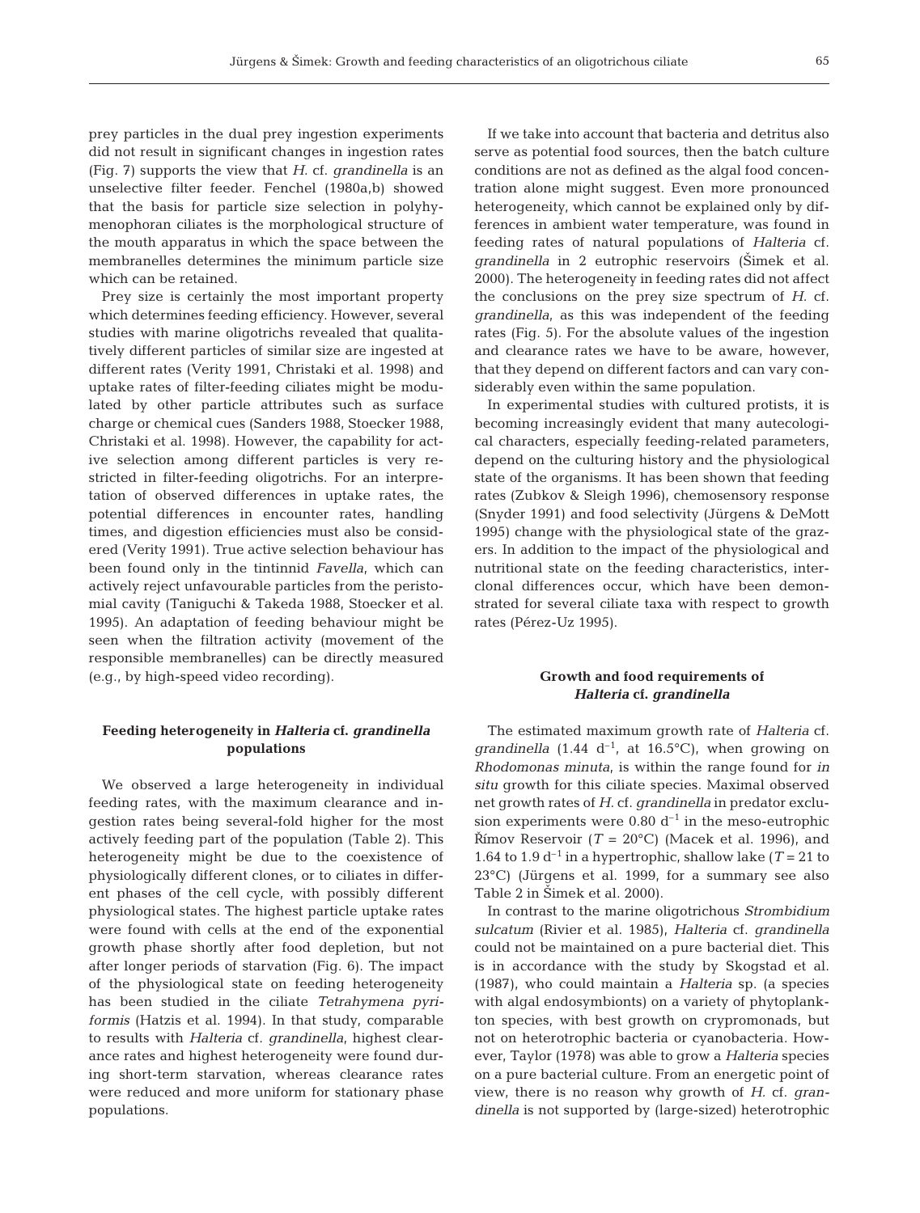prey particles in the dual prey ingestion experiments did not result in significant changes in ingestion rates (Fig. 7) supports the view that *H.* cf. *grandinella* is an unselective filter feeder. Fenchel (1980a,b) showed that the basis for particle size selection in polyhymenophoran ciliates is the morphological structure of the mouth apparatus in which the space between the membranelles determines the minimum particle size which can be retained.

Prey size is certainly the most important property which determines feeding efficiency. However, several studies with marine oligotrichs revealed that qualitatively different particles of similar size are ingested at different rates (Verity 1991, Christaki et al. 1998) and uptake rates of filter-feeding ciliates might be modulated by other particle attributes such as surface charge or chemical cues (Sanders 1988, Stoecker 1988, Christaki et al. 1998). However, the capability for active selection among different particles is very restricted in filter-feeding oligotrichs. For an interpretation of observed differences in uptake rates, the potential differences in encounter rates, handling times, and digestion efficiencies must also be considered (Verity 1991). True active selection behaviour has been found only in the tintinnid *Favella*, which can actively reject unfavourable particles from the peristomial cavity (Taniguchi & Takeda 1988, Stoecker et al. 1995). An adaptation of feeding behaviour might be seen when the filtration activity (movement of the responsible membranelles) can be directly measured (e.g., by high-speed video recording).

## Feeding heterogeneity in *Halteria* cf. *grandinella* populations

We observed a large heterogeneity in individual feeding rates, with the maximum clearance and ingestion rates being several-fold higher for the most actively feeding part of the population (Table 2). This heterogeneity might be due to the coexistence of physiologically different clones, or to ciliates in different phases of the cell cycle, with possibly different physiological states. The highest particle uptake rates were found with cells at the end of the exponential growth phase shortly after food depletion, but not after longer periods of starvation (Fig. 6). The impact of the physiological state on feeding heterogeneity has been studied in the ciliate *Tetrahymena pyriformis* (Hatzis et al. 1994). In that study, comparable to results with *Halteria* cf. *grandinella*, highest clearance rates and highest heterogeneity were found during short-term starvation, whereas clearance rates were reduced and more uniform for stationary phase populations.

If we take into account that bacteria and detritus also serve as potential food sources, then the batch culture conditions are not as defined as the algal food concentration alone might suggest. Even more pronounced heterogeneity, which cannot be explained only by differences in ambient water temperature, was found in feeding rates of natural populations of *Halteria* cf. *grandinella* in 2 eutrophic reservoirs (Šimek et al. 2000). The heterogeneity in feeding rates did not affect the conclusions on the prey size spectrum of *H.* cf. *grandinella*, as this was independent of the feeding rates (Fig. 5). For the absolute values of the ingestion and clearance rates we have to be aware, however, that they depend on different factors and can vary considerably even within the same population.

In experimental studies with cultured protists, it is becoming increasingly evident that many autecological characters, especially feeding-related parameters, depend on the culturing history and the physiological state of the organisms. It has been shown that feeding rates (Zubkov & Sleigh 1996), chemosensory response (Snyder 1991) and food selectivity (Jürgens & DeMott 1995) change with the physiological state of the grazers. In addition to the impact of the physiological and nutritional state on the feeding characteristics, interclonal differences occur, which have been demonstrated for several ciliate taxa with respect to growth rates (Pérez-Uz 1995).

## Growth and food requirements of *Halteria* cf. *grandinella*

The estimated maximum growth rate of *Halteria* cf. *grandinella* (1.44 $d^{-1}$, at 16.5°C), when growing on *Rhodomonas minuta*, is within the range found for *in situ* growth for this ciliate species. Maximal observed net growth rates of *H.* cf. *grandinella* in predator exclusion experiments were 0.80 $d^{-1}$ in the meso-eutrophic Římov Reservoir ($T$ = 20°C) (Macek et al. 1996), and 1.64 to 1.9 $d^{-1}$ in a hypertrophic, shallow lake ($T$ = 21 to 23°C) (Jürgens et al. 1999, for a summary see also Table 2 in Šimek et al. 2000).

In contrast to the marine oligotrichous *Strombidium sulcatum* (Rivier et al. 1985), *Halteria* cf. *grandinella* could not be maintained on a pure bacterial diet. This is in accordance with the study by Skogstad et al. (1987), who could maintain a *Halteria* sp. (a species with algal endosymbionts) on a variety of phytoplankton species, with best growth on crypromonads, but not on heterotrophic bacteria or cyanobacteria. However, Taylor (1978) was able to grow a *Halteria* species on a pure bacterial culture. From an energetic point of view, there is no reason why growth of *H.* cf. *grandinella* is not supported by (large-sized) heterotrophic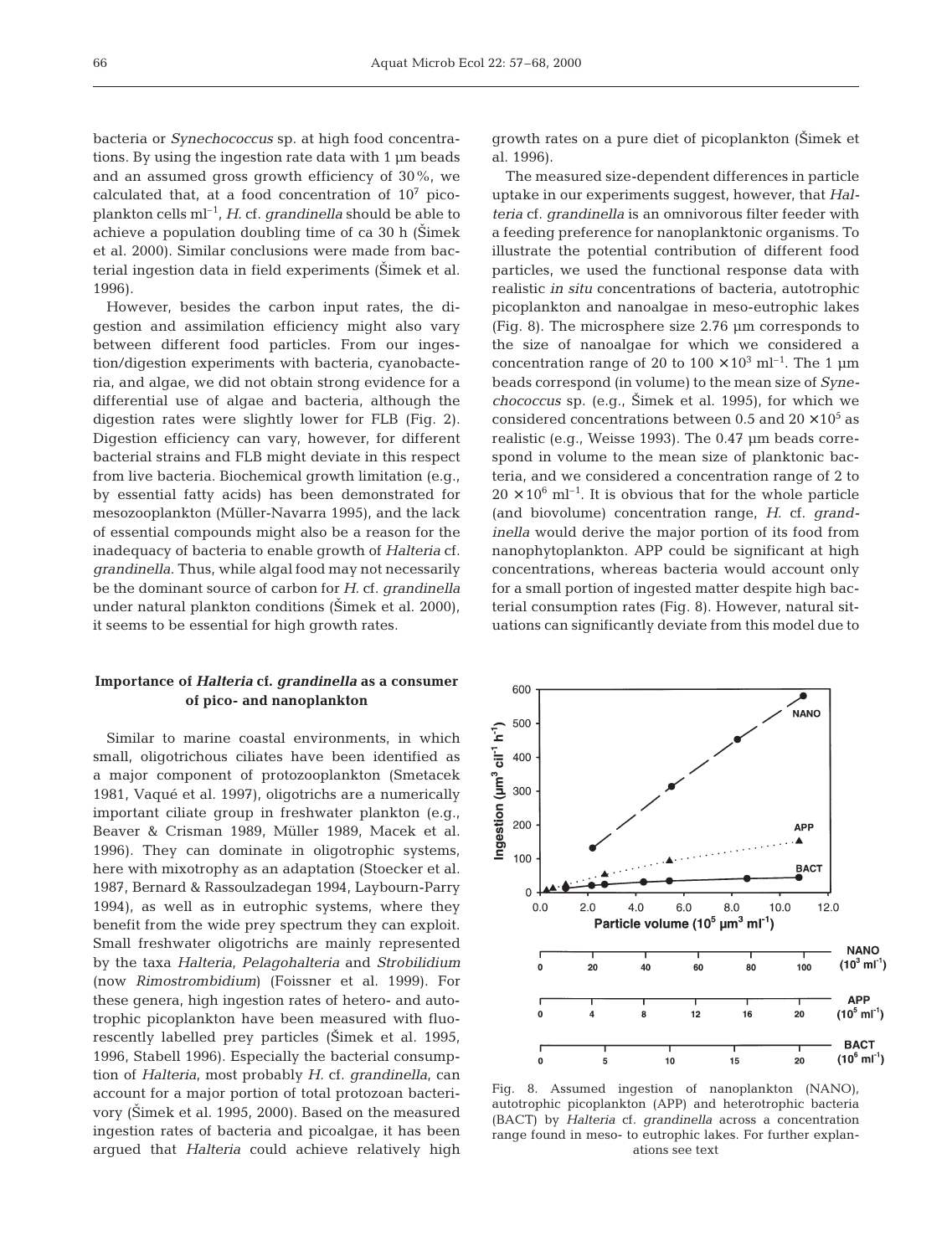bacteria or *Synechococcus* sp. at high food concentrations. By using the ingestion rate data with 1 µm beads and an assumed gross growth efficiency of 30%, we calculated that, at a food concentration of $10^7$ picoplankton cells $ml^{-1}$, *H.* cf. *grandinella* should be able to achieve a population doubling time of ca 30 h (Šimek et al. 2000). Similar conclusions were made from bacterial ingestion data in field experiments (Šimek et al. 1996).

However, besides the carbon input rates, the digestion and assimilation efficiency might also vary between different food particles. From our ingestion/digestion experiments with bacteria, cyanobacteria, and algae, we did not obtain strong evidence for a differential use of algae and bacteria, although the digestion rates were slightly lower for FLB (Fig. 2). Digestion efficiency can vary, however, for different bacterial strains and FLB might deviate in this respect from live bacteria. Biochemical growth limitation (e.g., by essential fatty acids) has been demonstrated for mesozooplankton (Müller-Navarra 1995), and the lack of essential compounds might also be a reason for the inadequacy of bacteria to enable growth of *Halteria* cf. *grandinella*. Thus, while algal food may not necessarily be the dominant source of carbon for *H.* cf. *grandinella* under natural plankton conditions (Šimek et al. 2000), it seems to be essential for high growth rates.

## Importance of *Halteria* cf. *grandinella* as a consumer of pico- and nanoplankton

Similar to marine coastal environments, in which small, oligotrichous ciliates have been identified as a major component of protozooplankton (Smetacek 1981, Vaqué et al. 1997), oligotrichs are a numerically important ciliate group in freshwater plankton (e.g., Beaver & Crisman 1989, Müller 1989, Macek et al. 1996). They can dominate in oligotrophic systems, here with mixotrophy as an adaptation (Stoecker et al. 1987, Bernard & Rassoulzadegan 1994, Laybourn-Parry 1994), as well as in eutrophic systems, where they benefit from the wide prey spectrum they can exploit. Small freshwater oligotrichs are mainly represented by the taxa *Halteria*, *Pelagohalteria* and *Strobilidium* (now *Rimostrombidium*) (Foissner et al. 1999). For these genera, high ingestion rates of hetero- and autotrophic picoplankton have been measured with fluorescently labelled prey particles (Šimek et al. 1995, 1996, Stabell 1996). Especially the bacterial consumption of *Halteria*, most probably *H.* cf. *grandinella*, can account for a major portion of total protozoan bacterivory (Šimek et al. 1995, 2000). Based on the measured ingestion rates of bacteria and picoalgae, it has been argued that *Halteria* could achieve relatively high growth rates on a pure diet of picoplankton (Šimek et al. 1996).

The measured size-dependent differences in particle uptake in our experiments suggest, however, that *Halteria* cf. *grandinella* is an omnivorous filter feeder with a feeding preference for nanoplanktonic organisms. To illustrate the potential contribution of different food particles, we used the functional response data with realistic *in situ* concentrations of bacteria, autotrophic picoplankton and nanoalgae in meso-eutrophic lakes (Fig. 8). The microsphere size 2.76 µm corresponds to the size of nanoalgae for which we considered a concentration range of 20 to $100 \times 10^3$ $ml^{-1}$. The 1 µm beads correspond (in volume) to the mean size of *Synechococcus* sp. (e.g., Šimek et al. 1995), for which we considered concentrations between 0.5 and $20 \times 10^5$ as realistic (e.g., Weisse 1993). The 0.47 µm beads correspond in volume to the mean size of planktonic bacteria, and we considered a concentration range of 2 to $20 \times 10^6$ $ml^{-1}$. It is obvious that for the whole particle (and biovolume) concentration range, *H.* cf. *grandinella* would derive the major portion of its food from nanophytoplankton. APP could be significant at high concentrations, whereas bacteria would account only for a small portion of ingested matter despite high bacterial consumption rates (Fig. 8). However, natural situations can significantly deviate from this model due to

Fig. 8. Assumed ingestion of nanoplankton (NANO), autotrophic picoplankton (APP) and heterotrophic bacteria (BACT) by *Halteria* cf. *grandinella* across a concentration range found in meso- to eutrophic lakes. For further explanations see text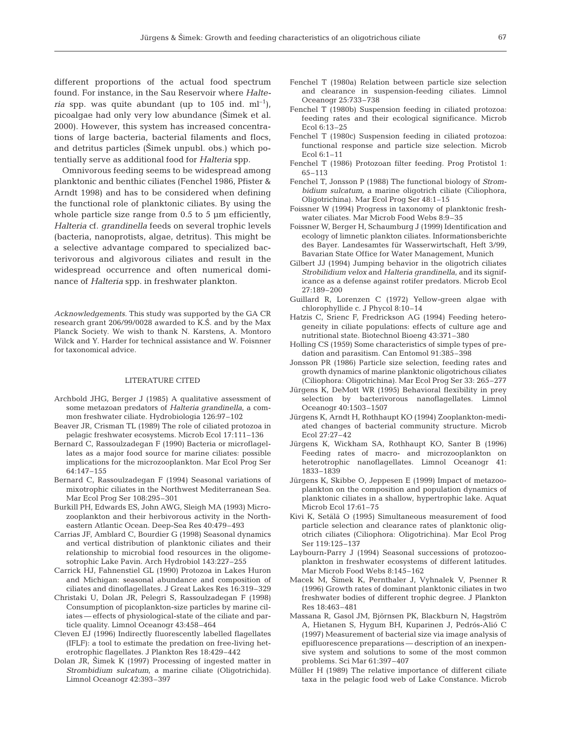different proportions of the actual food spectrum found. For instance, in the Sau Reservoir where *Halteria* spp. was quite abundant (up to 105 ind. $ml^{-1}$), picoalgae had only very low abundance (Šimek et al. 2000). However, this system has increased concentrations of large bacteria, bacterial filaments and flocs, and detritus particles (Šimek unpubl. obs.) which potentially serve as additional food for *Halteria* spp.

Omnivorous feeding seems to be widespread among planktonic and benthic ciliates (Fenchel 1986, Pfister & Arndt 1998) and has to be considered when defining the functional role of planktonic ciliates. By using the whole particle size range from 0.5 to 5 µm efficiently, *Halteria* cf. *grandinella* feeds on several trophic levels (bacteria, nanoprotists, algae, detritus). This might be a selective advantage compared to specialized bacterivorous and algivorous ciliates and result in the widespread occurrence and often numerical dominance of *Halteria* spp. in freshwater plankton.

*Acknowledgements.* This study was supported by the GA CR research grant 206/99/0028 awarded to K.Š. and by the Max Planck Society. We wish to thank N. Karstens, A. Montoro Wilck and Y. Harder for technical assistance and W. Foissner for taxonomical advice.

## LITERATURE CITED

- Archbold JHG, Berger J (1985) A qualitative assessment of some metazoan predators of *Halteria grandinella*, a common freshwater ciliate. Hydrobiologia 126:97–102
- Beaver JR, Crisman TL (1989) The role of ciliated protozoa in pelagic freshwater ecosystems. Microb Ecol 17:111–136
- Bernard C, Rassoulzadegan F (1990) Bacteria or microflagellates as a major food source for marine ciliates: possible implications for the microzooplankton. Mar Ecol Prog Ser 64:147–155
- Bernard C, Rassoulzadegan F (1994) Seasonal variations of mixotrophic ciliates in the Northwest Mediterranean Sea. Mar Ecol Prog Ser 108:295–301
- Burkill PH, Edwards ES, John AWG, Sleigh MA (1993) Microzooplankton and their herbivorous activity in the Northeastern Atlantic Ocean. Deep-Sea Res 40:479–493
- Carrias JF, Amblard C, Bourdier G (1998) Seasonal dynamics and vertical distribution of planktonic ciliates and their relationship to microbial food resources in the oligomesotrophic Lake Pavin. Arch Hydrobiol 143:227–255
- Carrick HJ, Fahnenstiel GL (1990) Protozoa in Lakes Huron and Michigan: seasonal abundance and composition of ciliates and dinoflagellates. J Great Lakes Res 16:319–329
- Christaki U, Dolan JR, Pelegri S, Rassoulzadegan F (1998) Consumption of picoplankton-size particles by marine ciliates — effects of physiological-state of the ciliate and particle quality. Limnol Oceanogr 43:458–464
- Cleven EJ (1996) Indirectly fluorescently labelled flagellates (IFLF): a tool to estimate the predation on free-living heterotrophic flagellates. J Plankton Res 18:429–442
- Dolan JR, Šimek K (1997) Processing of ingested matter in *Strombidium sulcatum*, a marine ciliate (Oligotrichida). Limnol Oceanogr 42:393–397
- Fenchel T (1980a) Relation between particle size selection and clearance in suspension-feeding ciliates. Limnol Oceanogr 25:733–738
- Fenchel T (1980b) Suspension feeding in ciliated protozoa: feeding rates and their ecological significance. Microb Ecol 6:13–25
- Fenchel T (1980c) Suspension feeding in ciliated protozoa: functional response and particle size selection. Microb Ecol 6:1–11
- Fenchel T (1986) Protozoan filter feeding. Prog Protistol 1: 65–113
- Fenchel T, Jonsson P (1988) The functional biology of *Strombidium sulcatum*, a marine oligotrich ciliate (Ciliophora, Oligotrichina). Mar Ecol Prog Ser 48:1–15
- Foissner W (1994) Progress in taxonomy of planktonic freshwater ciliates. Mar Microb Food Webs 8:9–35
- Foissner W, Berger H, Schaumburg J (1999) Identification and ecology of limnetic plankton ciliates. Informationsberichte des Bayer. Landesamtes für Wasserwirtschaft, Heft 3/99, Bavarian State Office for Water Management, Munich
- Gilbert JJ (1994) Jumping behavior in the oligotrich ciliates *Strobilidium velox* and *Halteria grandinella*, and its significance as a defense against rotifer predators. Microb Ecol 27:189–200
- Guillard R, Lorenzen C (1972) Yellow-green algae with chlorophyllide c. J Phycol 8:10–14
- Hatzis C, Srienc F, Fredrickson AG (1994) Feeding heterogeneity in ciliate populations: effects of culture age and nutritional state. Biotechnol Bioeng 43:371–380
- Holling CS (1959) Some characteristics of simple types of predation and parasitism. Can Entomol 91:385–398
- Jonsson PR (1986) Particle size selection, feeding rates and growth dynamics of marine planktonic oligotrichous ciliates (Ciliophora: Oligotrichina). Mar Ecol Prog Ser 33: 265–277
- Jürgens K, DeMott WR (1995) Behavioral flexibility in prey selection by bacterivorous nanoflagellates. Limnol Oceanogr 40:1503–1507
- Jürgens K, Arndt H, Rothhaupt KO (1994) Zooplankton-mediated changes of bacterial community structure. Microb Ecol 27:27–42
- Jürgens K, Wickham SA, Rothhaupt KO, Santer B (1996) Feeding rates of macro- and microzooplankton on heterotrophic nanoflagellates. Limnol Oceanogr 41: 1833–1839
- Jürgens K, Skibbe O, Jeppesen E (1999) Impact of metazooplankton on the composition and population dynamics of planktonic ciliates in a shallow, hypertrophic lake. Aquat Microb Ecol 17:61–75
- Kivi K, Setälä O (1995) Simultaneous measurement of food particle selection and clearance rates of planktonic oligotrich ciliates (Ciliophora: Oligotrichina). Mar Ecol Prog Ser 119:125–137
- Laybourn-Parry J (1994) Seasonal successions of protozooplankton in freshwater ecosystems of different latitudes. Mar Microb Food Webs 8:145–162
- Macek M, Šimek K, Pernthaler J, Vyhnalek V, Psenner R (1996) Growth rates of dominant planktonic ciliates in two freshwater bodies of different trophic degree. J Plankton Res 18:463–481
- Massana R, Gasol JM, Björnsen PK, Blackburn N, Hagström A, Hietanen S, Hygum BH, Kuparinen J, Pedrós-Alió C (1997) Measurement of bacterial size via image analysis of epifluorescence preparations — description of an inexpensive system and solutions to some of the most common problems. Sci Mar 61:397–407
- Müller H (1989) The relative importance of different ciliate taxa in the pelagic food web of Lake Constance. Microb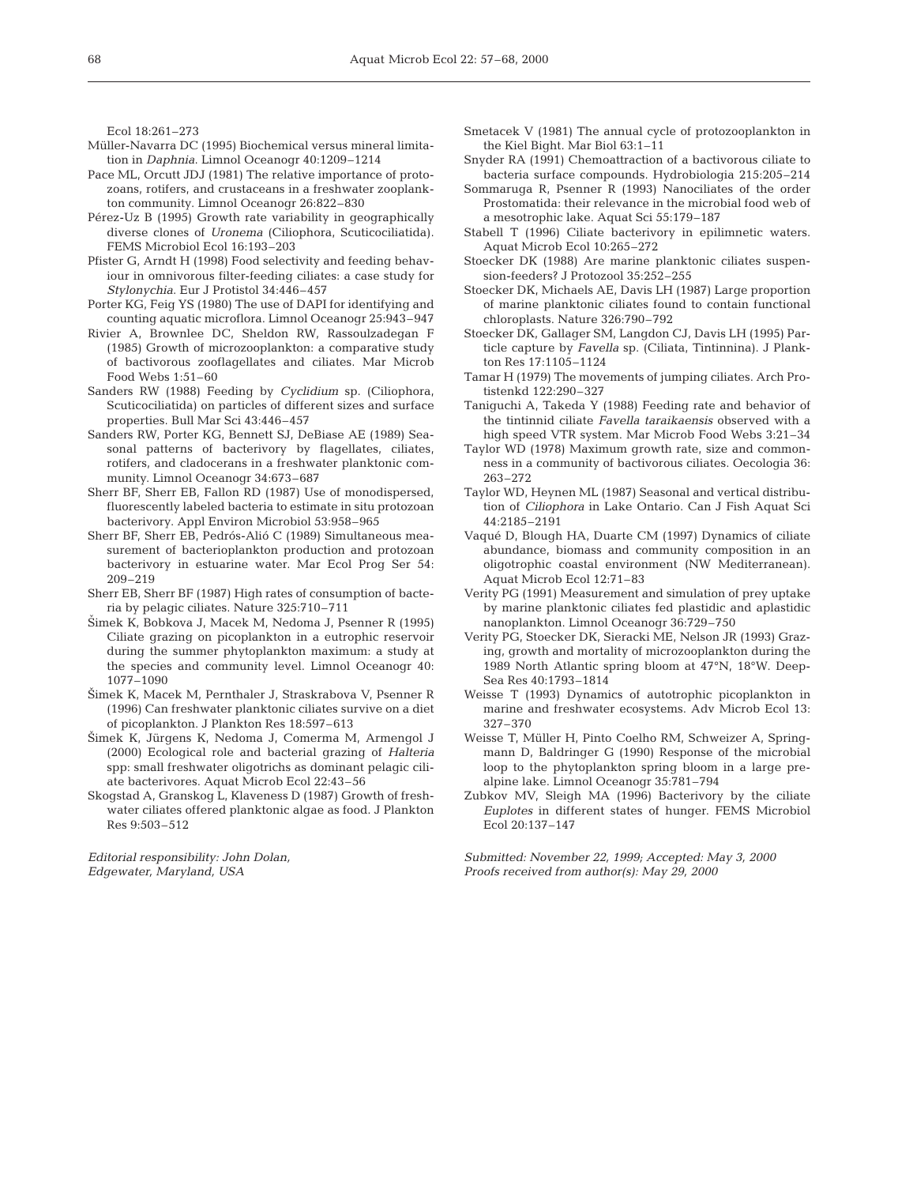Ecol 18:261–273

Müller-Navarra DC (1995) Biochemical versus mineral limitation in *Daphnia*. Limnol Oceanogr 40:1209–1214

Pace ML, Orcutt JDJ (1981) The relative importance of protozoans, rotifers, and crustaceans in a freshwater zooplankton community. Limnol Oceanogr 26:822–830

Pérez-Uz B (1995) Growth rate variability in geographically diverse clones of *Uronema* (Ciliophora, Scuticociliatida). FEMS Microbiol Ecol 16:193–203

Pfister G, Arndt H (1998) Food selectivity and feeding behaviour in omnivorous filter-feeding ciliates: a case study for *Stylonychia*. Eur J Protistol 34:446–457

Porter KG, Feig YS (1980) The use of DAPI for identifying and counting aquatic microflora. Limnol Oceanogr 25:943–947

Rivier A, Brownlee DC, Sheldon RW, Rassoulzadegan F (1985) Growth of microzooplankton: a comparative study of bactivorous zooflagellates and ciliates. Mar Microb Food Webs 1:51–60

Sanders RW (1988) Feeding by *Cyclidium* sp. (Ciliophora, Scuticociliatida) on particles of different sizes and surface properties. Bull Mar Sci 43:446–457

Sanders RW, Porter KG, Bennett SJ, DeBiase AE (1989) Seasonal patterns of bacterivory by flagellates, ciliates, rotifers, and cladocerans in a freshwater planktonic community. Limnol Oceanogr 34:673–687

Sherr BF, Sherr EB, Fallon RD (1987) Use of monodispersed, fluorescently labeled bacteria to estimate in situ protozoan bacterivory. Appl Environ Microbiol 53:958–965

Sherr BF, Sherr EB, Pedrós-Alió C (1989) Simultaneous measurement of bacterioplankton production and protozoan bacterivory in estuarine water. Mar Ecol Prog Ser 54: 209–219

Sherr EB, Sherr BF (1987) High rates of consumption of bacteria by pelagic ciliates. Nature 325:710–711

Šimek K, Bobkova J, Macek M, Nedoma J, Psenner R (1995) Ciliate grazing on picoplankton in a eutrophic reservoir during the summer phytoplankton maximum: a study at the species and community level. Limnol Oceanogr 40: 1077–1090

Šimek K, Macek M, Pernthaler J, Straskrabova V, Psenner R (1996) Can freshwater planktonic ciliates survive on a diet of picoplankton. J Plankton Res 18:597–613

Šimek K, Jürgens K, Nedoma J, Comerma M, Armengol J (2000) Ecological role and bacterial grazing of *Halteria* spp: small freshwater oligotrichs as dominant pelagic ciliate bacterivores. Aquat Microb Ecol 22:43–56

Skogstad A, Granskog L, Klaveness D (1987) Growth of freshwater ciliates offered planktonic algae as food. J Plankton Res 9:503–512

Smetacek V (1981) The annual cycle of protozooplankton in the Kiel Bight. Mar Biol 63:1–11

Snyder RA (1991) Chemoattraction of a bactivorous ciliate to bacteria surface compounds. Hydrobiologia 215:205–214

Sommaruga R, Psenner R (1993) Nanociliates of the order Prostomatida: their relevance in the microbial food web of a mesotrophic lake. Aquat Sci 55:179–187

Stabell T (1996) Ciliate bacterivory in epilimnetic waters. Aquat Microb Ecol 10:265–272

Stoecker DK (1988) Are marine planktonic ciliates suspension-feeders? J Protozool 35:252–255

Stoecker DK, Michaels AE, Davis LH (1987) Large proportion of marine planktonic ciliates found to contain functional chloroplasts. Nature 326:790–792

Stoecker DK, Gallager SM, Langdon CJ, Davis LH (1995) Particle capture by *Favella* sp. (Ciliata, Tintinnina). J Plankton Res 17:1105–1124

Tamar H (1979) The movements of jumping ciliates. Arch Protistenkd 122:290–327

Taniguchi A, Takeda Y (1988) Feeding rate and behavior of the tintinnid ciliate *Favella taraikaensis* observed with a high speed VTR system. Mar Microb Food Webs 3:21–34

Taylor WD (1978) Maximum growth rate, size and commonness in a community of bactivorous ciliates. Oecologia 36: 263–272

Taylor WD, Heynen ML (1987) Seasonal and vertical distribution of *Ciliophora* in Lake Ontario. Can J Fish Aquat Sci 44:2185–2191

Vaqué D, Blough HA, Duarte CM (1997) Dynamics of ciliate abundance, biomass and community composition in an oligotrophic coastal environment (NW Mediterranean). Aquat Microb Ecol 12:71–83

Verity PG (1991) Measurement and simulation of prey uptake by marine planktonic ciliates fed plastidic and aplastidic nanoplankton. Limnol Oceanogr 36:729–750

Verity PG, Stoecker DK, Sieracki ME, Nelson JR (1993) Grazing, growth and mortality of microzooplankton during the 1989 North Atlantic spring bloom at 47°N, 18°W. Deep-Sea Res 40:1793–1814

Weisse T (1993) Dynamics of autotrophic picoplankton in marine and freshwater ecosystems. Adv Microb Ecol 13: 327–370

Weisse T, Müller H, Pinto Coelho RM, Schweizer A, Springmann D, Baldringer G (1990) Response of the microbial loop to the phytoplankton spring bloom in a large prealpine lake. Limnol Oceanogr 35:781–794

Zubkov MV, Sleigh MA (1996) Bacterivory by the ciliate *Euplotes* in different states of hunger. FEMS Microbiol Ecol 20:137–147

*Editorial responsibility: John Dolan, Edgewater, Maryland, USA*

*Submitted: November 22, 1999; Accepted: May 3, 2000*
*Proofs received from author(s): May 29, 2000*